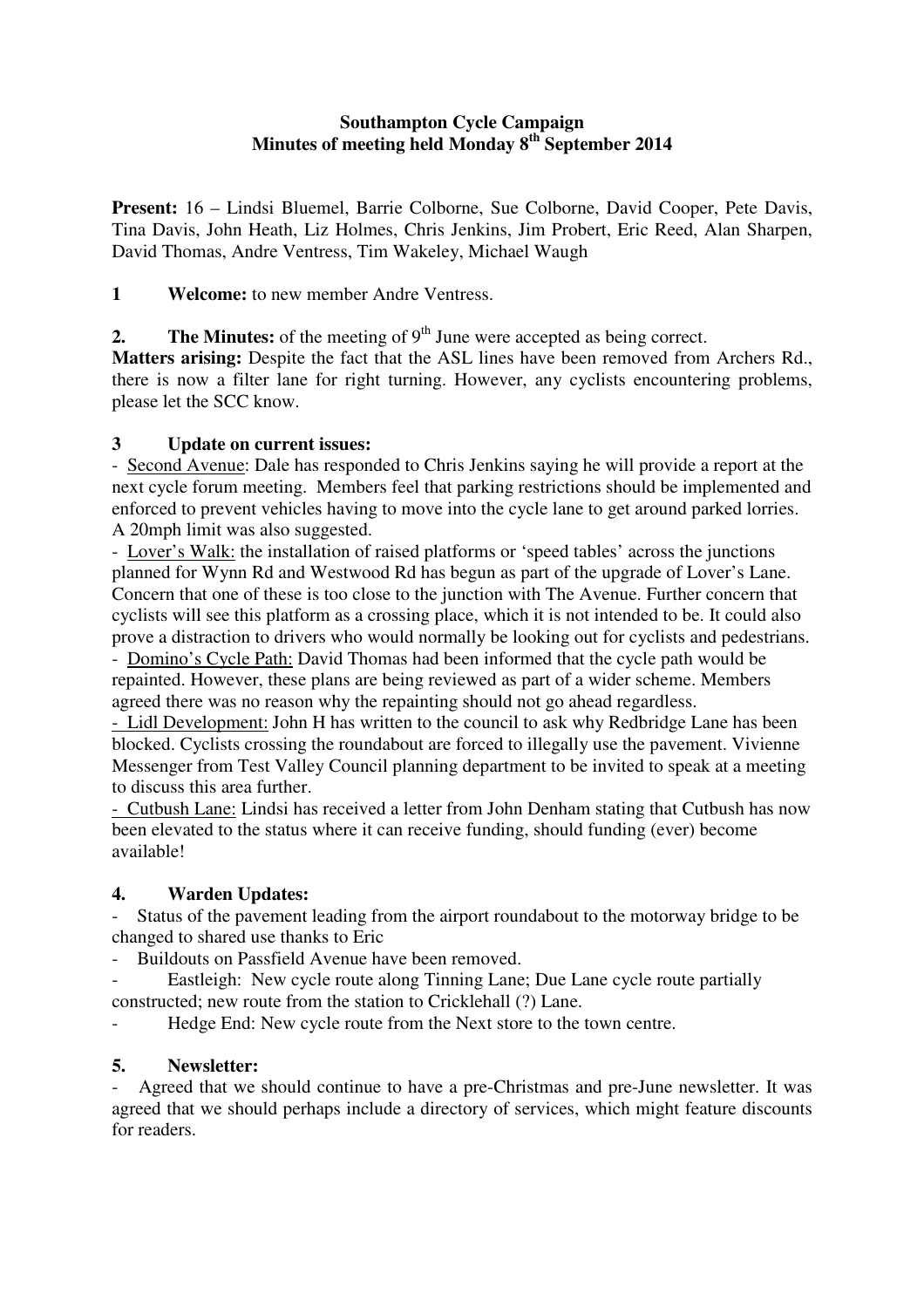**Southampton Cycle Campaign**
**Minutes of meeting held Monday 8th September 2014**

**Present:** 16 – Lindsi Bluemel, Barrie Colborne, Sue Colborne, David Cooper, Pete Davis, Tina Davis, John Heath, Liz Holmes, Chris Jenkins, Jim Probert, Eric Reed, Alan Sharpen, David Thomas, Andre Ventress, Tim Wakeley, Michael Waugh

**1 Welcome:** to new member Andre Ventress.

**2. The Minutes:** of the meeting of 9th June were accepted as being correct.
**Matters arising:** Despite the fact that the ASL lines have been removed from Archers Rd., there is now a filter lane for right turning. However, any cyclists encountering problems, please let the SCC know.

**3 Update on current issues:**

- Second Avenue: Dale has responded to Chris Jenkins saying he will provide a report at the next cycle forum meeting. Members feel that parking restrictions should be implemented and enforced to prevent vehicles having to move into the cycle lane to get around parked lorries. A 20mph limit was also suggested.
- Lover's Walk: the installation of raised platforms or 'speed tables' across the junctions planned for Wynn Rd and Westwood Rd has begun as part of the upgrade of Lover's Lane. Concern that one of these is too close to the junction with The Avenue. Further concern that cyclists will see this platform as a crossing place, which it is not intended to be. It could also prove a distraction to drivers who would normally be looking out for cyclists and pedestrians.
- Domino's Cycle Path: David Thomas had been informed that the cycle path would be repainted. However, these plans are being reviewed as part of a wider scheme. Members agreed there was no reason why the repainting should not go ahead regardless.
- Lidl Development: John H has written to the council to ask why Redbridge Lane has been blocked. Cyclists crossing the roundabout are forced to illegally use the pavement. Vivienne Messenger from Test Valley Council planning department to be invited to speak at a meeting to discuss this area further.
- Cutbush Lane: Lindsi has received a letter from John Denham stating that Cutbush has now been elevated to the status where it can receive funding, should funding (ever) become available!

**4. Warden Updates:**

- Status of the pavement leading from the airport roundabout to the motorway bridge to be changed to shared use thanks to Eric
- Buildouts on Passfield Avenue have been removed.
- Eastleigh: New cycle route along Tinning Lane; Due Lane cycle route partially constructed; new route from the station to Cricklehall (?) Lane.
- Hedge End: New cycle route from the Next store to the town centre.

**5. Newsletter:**

- Agreed that we should continue to have a pre-Christmas and pre-June newsletter. It was agreed that we should perhaps include a directory of services, which might feature discounts for readers.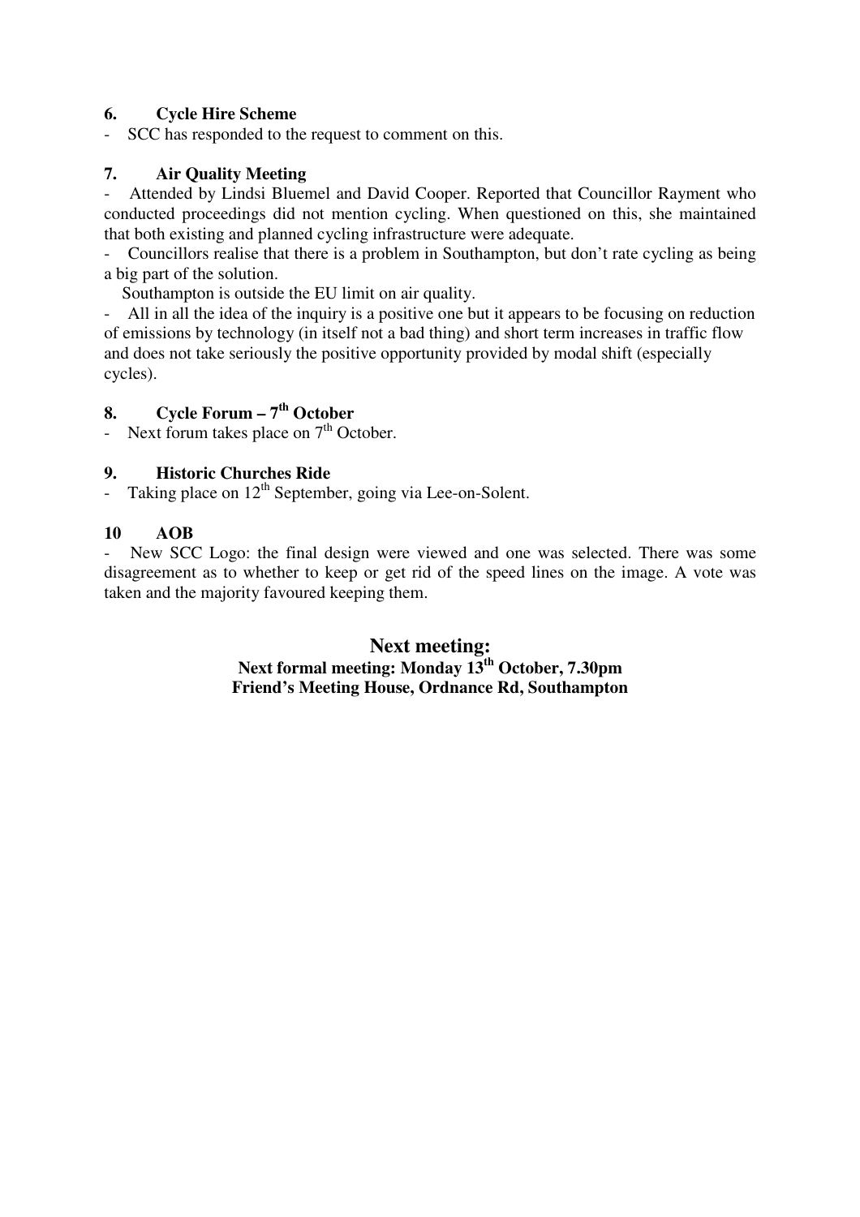## 6. Cycle Hire Scheme

- SCC has responded to the request to comment on this.

## 7. Air Quality Meeting

- Attended by Lindsi Bluemel and David Cooper. Reported that Councillor Rayment who conducted proceedings did not mention cycling. When questioned on this, she maintained that both existing and planned cycling infrastructure were adequate.
- Councillors realise that there is a problem in Southampton, but don't rate cycling as being a big part of the solution.

  Southampton is outside the EU limit on air quality.
- All in all the idea of the inquiry is a positive one but it appears to be focusing on reduction of emissions by technology (in itself not a bad thing) and short term increases in traffic flow and does not take seriously the positive opportunity provided by modal shift (especially cycles).

## 8. Cycle Forum – 7th October

- Next forum takes place on 7th October.

## 9. Historic Churches Ride

- Taking place on 12th September, going via Lee-on-Solent.

## 10 AOB

- New SCC Logo: the final design were viewed and one was selected. There was some disagreement as to whether to keep or get rid of the speed lines on the image. A vote was taken and the majority favoured keeping them.

## Next meeting:

**Next formal meeting: Monday 13th October, 7.30pm**
**Friend's Meeting House, Ordnance Rd, Southampton**